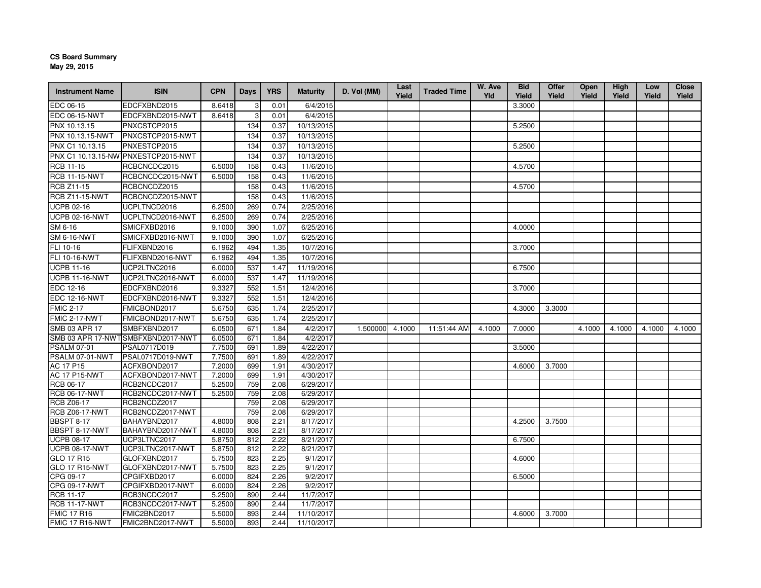**CS Board Summary**
**May 29, 2015**

| Instrument Name | ISIN | CPN | Days | YRS | Maturity | D. Vol (MM) | Last Yield | Traded Time | W. Ave Yld | Bid Yield | Offer Yield | Open Yield | High Yield | Low Yield | Close Yield |
|---|---|---|---|---|---|---|---|---|---|---|---|---|---|---|---|
| EDC 06-15 | EDCFXBND2015 | 8.6418 | 3 | 0.01 | 6/4/2015 | | | | | 3.3000 | | | | | |
| EDC 06-15-NWT | EDCFXBND2015-NWT | 8.6418 | 3 | 0.01 | 6/4/2015 | | | | | | | | | | |
| PNX 10.13.15 | PNXCSTCP2015 | | 134 | 0.37 | 10/13/2015 | | | | | 5.2500 | | | | | |
| PNX 10.13.15-NWT | PNXCSTCP2015-NWT | | 134 | 0.37 | 10/13/2015 | | | | | | | | | | |
| PNX C1 10.13.15 | PNXESTCP2015 | | 134 | 0.37 | 10/13/2015 | | | | | 5.2500 | | | | | |
| PNX C1 10.13.15-NW | PNXESTCP2015-NWT | | 134 | 0.37 | 10/13/2015 | | | | | | | | | | |
| RCB 11-15 | RCBCNCDC2015 | 6.5000 | 158 | 0.43 | 11/6/2015 | | | | | 4.5700 | | | | | |
| RCB 11-15-NWT | RCBCNCDC2015-NWT | 6.5000 | 158 | 0.43 | 11/6/2015 | | | | | | | | | | |
| RCB Z11-15 | RCBCNCDZ2015 | | 158 | 0.43 | 11/6/2015 | | | | | 4.5700 | | | | | |
| RCB Z11-15-NWT | RCBCNCDZ2015-NWT | | 158 | 0.43 | 11/6/2015 | | | | | | | | | | |
| UCPB 02-16 | UCPLTNCD2016 | 6.2500 | 269 | 0.74 | 2/25/2016 | | | | | | | | | | |
| UCPB 02-16-NWT | UCPLTNCD2016-NWT | 6.2500 | 269 | 0.74 | 2/25/2016 | | | | | | | | | | |
| SM 6-16 | SMICFXBD2016 | 9.1000 | 390 | 1.07 | 6/25/2016 | | | | | 4.0000 | | | | | |
| SM 6-16-NWT | SMICFXBD2016-NWT | 9.1000 | 390 | 1.07 | 6/25/2016 | | | | | | | | | | |
| FLI 10-16 | FLIFXBND2016 | 6.1962 | 494 | 1.35 | 10/7/2016 | | | | | 3.7000 | | | | | |
| FLI 10-16-NWT | FLIFXBND2016-NWT | 6.1962 | 494 | 1.35 | 10/7/2016 | | | | | | | | | | |
| UCPB 11-16 | UCP2LTNC2016 | 6.0000 | 537 | 1.47 | 11/19/2016 | | | | | 6.7500 | | | | | |
| UCPB 11-16-NWT | UCP2LTNC2016-NWT | 6.0000 | 537 | 1.47 | 11/19/2016 | | | | | | | | | | |
| EDC 12-16 | EDCFXBND2016 | 9.3327 | 552 | 1.51 | 12/4/2016 | | | | | 3.7000 | | | | | |
| EDC 12-16-NWT | EDCFXBND2016-NWT | 9.3327 | 552 | 1.51 | 12/4/2016 | | | | | | | | | | |
| FMIC 2-17 | FMICBOND2017 | 5.6750 | 635 | 1.74 | 2/25/2017 | | | | | 4.3000 | 3.3000 | | | | |
| FMIC 2-17-NWT | FMICBOND2017-NWT | 5.6750 | 635 | 1.74 | 2/25/2017 | | | | | | | | | | |
| SMB 03 APR 17 | SMBFXBND2017 | 6.0500 | 671 | 1.84 | 4/2/2017 | 1.500000 | 4.1000 | 11:51:44 AM | 4.1000 | 7.0000 | | 4.1000 | 4.1000 | 4.1000 | 4.1000 |
| SMB 03 APR 17-NWT | SMBFXBND2017-NWT | 6.0500 | 671 | 1.84 | 4/2/2017 | | | | | | | | | | |
| PSALM 07-01 | PSAL0717D019 | 7.7500 | 691 | 1.89 | 4/22/2017 | | | | | 3.5000 | | | | | |
| PSALM 07-01-NWT | PSAL0717D019-NWT | 7.7500 | 691 | 1.89 | 4/22/2017 | | | | | | | | | | |
| AC 17 P15 | ACFXBOND2017 | 7.2000 | 699 | 1.91 | 4/30/2017 | | | | | 4.6000 | 3.7000 | | | | |
| AC 17 P15-NWT | ACFXBOND2017-NWT | 7.2000 | 699 | 1.91 | 4/30/2017 | | | | | | | | | | |
| RCB 06-17 | RCB2NCDC2017 | 5.2500 | 759 | 2.08 | 6/29/2017 | | | | | | | | | | |
| RCB 06-17-NWT | RCB2NCDC2017-NWT | 5.2500 | 759 | 2.08 | 6/29/2017 | | | | | | | | | | |
| RCB Z06-17 | RCB2NCDZ2017 | | 759 | 2.08 | 6/29/2017 | | | | | | | | | | |
| RCB Z06-17-NWT | RCB2NCDZ2017-NWT | | 759 | 2.08 | 6/29/2017 | | | | | | | | | | |
| BBSPT 8-17 | BAHAYBND2017 | 4.8000 | 808 | 2.21 | 8/17/2017 | | | | | 4.2500 | 3.7500 | | | | |
| BBSPT 8-17-NWT | BAHAYBND2017-NWT | 4.8000 | 808 | 2.21 | 8/17/2017 | | | | | | | | | | |
| UCPB 08-17 | UCP3LTNC2017 | 5.8750 | 812 | 2.22 | 8/21/2017 | | | | | 6.7500 | | | | | |
| UCPB 08-17-NWT | UCP3LTNC2017-NWT | 5.8750 | 812 | 2.22 | 8/21/2017 | | | | | | | | | | |
| GLO 17 R15 | GLOFXBND2017 | 5.7500 | 823 | 2.25 | 9/1/2017 | | | | | 4.6000 | | | | | |
| GLO 17 R15-NWT | GLOFXBND2017-NWT | 5.7500 | 823 | 2.25 | 9/1/2017 | | | | | | | | | | |
| CPG 09-17 | CPGIFXBD2017 | 6.0000 | 824 | 2.26 | 9/2/2017 | | | | | 6.5000 | | | | | |
| CPG 09-17-NWT | CPGIFXBD2017-NWT | 6.0000 | 824 | 2.26 | 9/2/2017 | | | | | | | | | | |
| RCB 11-17 | RCB3NCDC2017 | 5.2500 | 890 | 2.44 | 11/7/2017 | | | | | | | | | | |
| RCB 11-17-NWT | RCB3NCDC2017-NWT | 5.2500 | 890 | 2.44 | 11/7/2017 | | | | | | | | | | |
| FMIC 17 R16 | FMIC2BND2017 | 5.5000 | 893 | 2.44 | 11/10/2017 | | | | | 4.6000 | 3.7000 | | | | |
| FMIC 17 R16-NWT | FMIC2BND2017-NWT | 5.5000 | 893 | 2.44 | 11/10/2017 | | | | | | | | | | |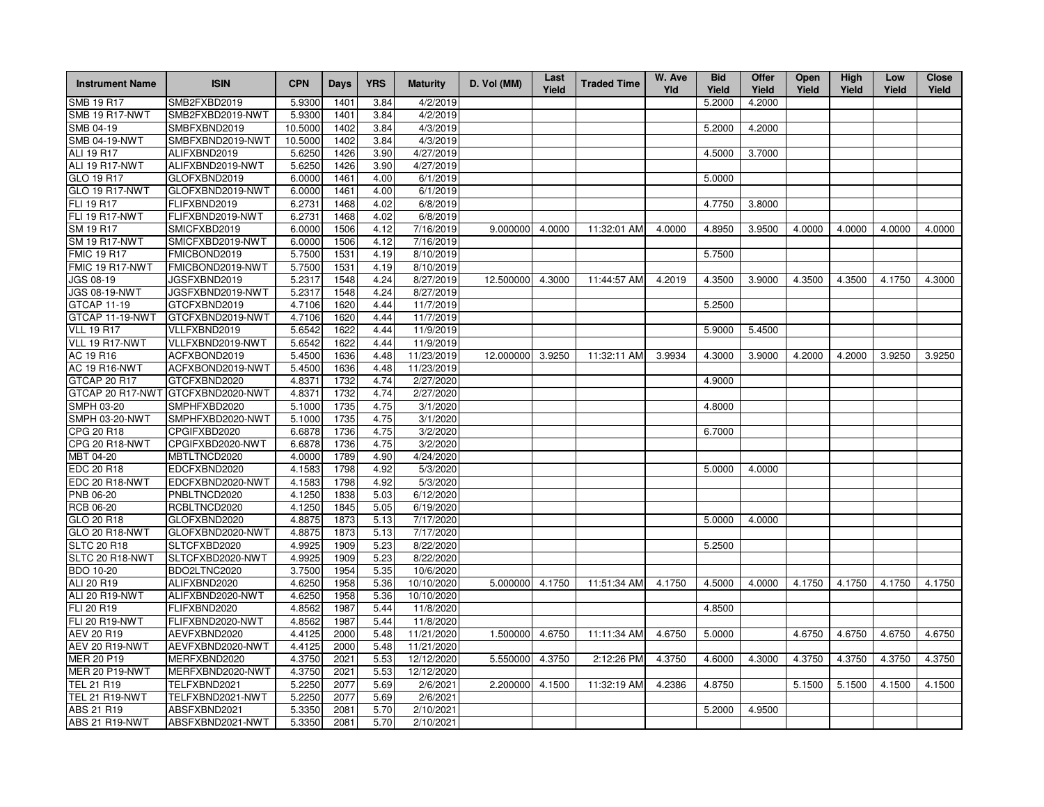| Instrument Name | ISIN | CPN | Days | YRS | Maturity | D. Vol (MM) | Last Yield | Traded Time | W. Ave Yld | Bid Yield | Offer Yield | Open Yield | High Yield | Low Yield | Close Yield |
|---|---|---|---|---|---|---|---|---|---|---|---|---|---|---|---|
| SMB 19 R17 | SMB2FXBD2019 | 5.9300 | 1401 | 3.84 | 4/2/2019 | | | | | 5.2000 | 4.2000 | | | | |
| SMB 19 R17-NWT | SMB2FXBD2019-NWT | 5.9300 | 1401 | 3.84 | 4/2/2019 | | | | | | | | | | |
| SMB 04-19 | SMBFXBND2019 | 10.5000 | 1402 | 3.84 | 4/3/2019 | | | | | 5.2000 | 4.2000 | | | | |
| SMB 04-19-NWT | SMBFXBND2019-NWT | 10.5000 | 1402 | 3.84 | 4/3/2019 | | | | | | | | | | |
| ALI 19 R17 | ALIFXBND2019 | 5.6250 | 1426 | 3.90 | 4/27/2019 | | | | | 4.5000 | 3.7000 | | | | |
| ALI 19 R17-NWT | ALIFXBND2019-NWT | 5.6250 | 1426 | 3.90 | 4/27/2019 | | | | | | | | | | |
| GLO 19 R17 | GLOFXBND2019 | 6.0000 | 1461 | 4.00 | 6/1/2019 | | | | | 5.0000 | | | | | |
| GLO 19 R17-NWT | GLOFXBND2019-NWT | 6.0000 | 1461 | 4.00 | 6/1/2019 | | | | | | | | | | |
| FLI 19 R17 | FLIFXBND2019 | 6.2731 | 1468 | 4.02 | 6/8/2019 | | | | | 4.7750 | 3.8000 | | | | |
| FLI 19 R17-NWT | FLIFXBND2019-NWT | 6.2731 | 1468 | 4.02 | 6/8/2019 | | | | | | | | | | |
| SM 19 R17 | SMICFXBD2019 | 6.0000 | 1506 | 4.12 | 7/16/2019 | 9.000000 | 4.0000 | 11:32:01 AM | 4.0000 | 4.8950 | 3.9500 | 4.0000 | 4.0000 | 4.0000 | 4.0000 |
| SM 19 R17-NWT | SMICFXBD2019-NWT | 6.0000 | 1506 | 4.12 | 7/16/2019 | | | | | | | | | | |
| FMIC 19 R17 | FMICBOND2019 | 5.7500 | 1531 | 4.19 | 8/10/2019 | | | | | 5.7500 | | | | | |
| FMIC 19 R17-NWT | FMICBOND2019-NWT | 5.7500 | 1531 | 4.19 | 8/10/2019 | | | | | | | | | | |
| JGS 08-19 | JGSFXBND2019 | 5.2317 | 1548 | 4.24 | 8/27/2019 | 12.500000 | 4.3000 | 11:44:57 AM | 4.2019 | 4.3500 | 3.9000 | 4.3500 | 4.3500 | 4.1750 | 4.3000 |
| JGS 08-19-NWT | JGSFXBND2019-NWT | 5.2317 | 1548 | 4.24 | 8/27/2019 | | | | | | | | | | |
| GTCAP 11-19 | GTCFXBND2019 | 4.7106 | 1620 | 4.44 | 11/7/2019 | | | | | 5.2500 | | | | | |
| GTCAP 11-19-NWT | GTCFXBND2019-NWT | 4.7106 | 1620 | 4.44 | 11/7/2019 | | | | | | | | | | |
| VLL 19 R17 | VLLFXBND2019 | 5.6542 | 1622 | 4.44 | 11/9/2019 | | | | | 5.9000 | 5.4500 | | | | |
| VLL 19 R17-NWT | VLLFXBND2019-NWT | 5.6542 | 1622 | 4.44 | 11/9/2019 | | | | | | | | | | |
| AC 19 R16 | ACFXBOND2019 | 5.4500 | 1636 | 4.48 | 11/23/2019 | 12.000000 | 3.9250 | 11:32:11 AM | 3.9934 | 4.3000 | 3.9000 | 4.2000 | 4.2000 | 3.9250 | 3.9250 |
| AC 19 R16-NWT | ACFXBOND2019-NWT | 5.4500 | 1636 | 4.48 | 11/23/2019 | | | | | | | | | | |
| GTCAP 20 R17 | GTCFXBND2020 | 4.8371 | 1732 | 4.74 | 2/27/2020 | | | | | 4.9000 | | | | | |
| GTCAP 20 R17-NWT | GTCFXBND2020-NWT | 4.8371 | 1732 | 4.74 | 2/27/2020 | | | | | | | | | | |
| SMPH 03-20 | SMPHFXBD2020 | 5.1000 | 1735 | 4.75 | 3/1/2020 | | | | | 4.8000 | | | | | |
| SMPH 03-20-NWT | SMPHFXBD2020-NWT | 5.1000 | 1735 | 4.75 | 3/1/2020 | | | | | | | | | | |
| CPG 20 R18 | CPGIFXBD2020 | 6.6878 | 1736 | 4.75 | 3/2/2020 | | | | | 6.7000 | | | | | |
| CPG 20 R18-NWT | CPGIFXBD2020-NWT | 6.6878 | 1736 | 4.75 | 3/2/2020 | | | | | | | | | | |
| MBT 04-20 | MBTLTNCD2020 | 4.0000 | 1789 | 4.90 | 4/24/2020 | | | | | | | | | | |
| EDC 20 R18 | EDCFXBND2020 | 4.1583 | 1798 | 4.92 | 5/3/2020 | | | | | 5.0000 | 4.0000 | | | | |
| EDC 20 R18-NWT | EDCFXBND2020-NWT | 4.1583 | 1798 | 4.92 | 5/3/2020 | | | | | | | | | | |
| PNB 06-20 | PNBLTNCD2020 | 4.1250 | 1838 | 5.03 | 6/12/2020 | | | | | | | | | | |
| RCB 06-20 | RCBLTNCD2020 | 4.1250 | 1845 | 5.05 | 6/19/2020 | | | | | | | | | | |
| GLO 20 R18 | GLOFXBND2020 | 4.8875 | 1873 | 5.13 | 7/17/2020 | | | | | 5.0000 | 4.0000 | | | | |
| GLO 20 R18-NWT | GLOFXBND2020-NWT | 4.8875 | 1873 | 5.13 | 7/17/2020 | | | | | | | | | | |
| SLTC 20 R18 | SLTCFXBD2020 | 4.9925 | 1909 | 5.23 | 8/22/2020 | | | | | 5.2500 | | | | | |
| SLTC 20 R18-NWT | SLTCFXBD2020-NWT | 4.9925 | 1909 | 5.23 | 8/22/2020 | | | | | | | | | | |
| BDO 10-20 | BDO2LTNC2020 | 3.7500 | 1954 | 5.35 | 10/6/2020 | | | | | | | | | | |
| ALI 20 R19 | ALIFXBND2020 | 4.6250 | 1958 | 5.36 | 10/10/2020 | 5.000000 | 4.1750 | 11:51:34 AM | 4.1750 | 4.5000 | 4.0000 | 4.1750 | 4.1750 | 4.1750 | 4.1750 |
| ALI 20 R19-NWT | ALIFXBND2020-NWT | 4.6250 | 1958 | 5.36 | 10/10/2020 | | | | | | | | | | |
| FLI 20 R19 | FLIFXBND2020 | 4.8562 | 1987 | 5.44 | 11/8/2020 | | | | | 4.8500 | | | | | |
| FLI 20 R19-NWT | FLIFXBND2020-NWT | 4.8562 | 1987 | 5.44 | 11/8/2020 | | | | | | | | | | |
| AEV 20 R19 | AEVFXBND2020 | 4.4125 | 2000 | 5.48 | 11/21/2020 | 1.500000 | 4.6750 | 11:11:34 AM | 4.6750 | 5.0000 | | 4.6750 | 4.6750 | 4.6750 | 4.6750 |
| AEV 20 R19-NWT | AEVFXBND2020-NWT | 4.4125 | 2000 | 5.48 | 11/21/2020 | | | | | | | | | | |
| MER 20 P19 | MERFXBND2020 | 4.3750 | 2021 | 5.53 | 12/12/2020 | 5.550000 | 4.3750 | 2:12:26 PM | 4.3750 | 4.6000 | 4.3000 | 4.3750 | 4.3750 | 4.3750 | 4.3750 |
| MER 20 P19-NWT | MERFXBND2020-NWT | 4.3750 | 2021 | 5.53 | 12/12/2020 | | | | | | | | | | |
| TEL 21 R19 | TELFXBND2021 | 5.2250 | 2077 | 5.69 | 2/6/2021 | 2.200000 | 4.1500 | 11:32:19 AM | 4.2386 | 4.8750 | | 5.1500 | 5.1500 | 4.1500 | 4.1500 |
| TEL 21 R19-NWT | TELFXBND2021-NWT | 5.2250 | 2077 | 5.69 | 2/6/2021 | | | | | | | | | | |
| ABS 21 R19 | ABSFXBND2021 | 5.3350 | 2081 | 5.70 | 2/10/2021 | | | | | 5.2000 | 4.9500 | | | | |
| ABS 21 R19-NWT | ABSFXBND2021-NWT | 5.3350 | 2081 | 5.70 | 2/10/2021 | | | | | | | | | | |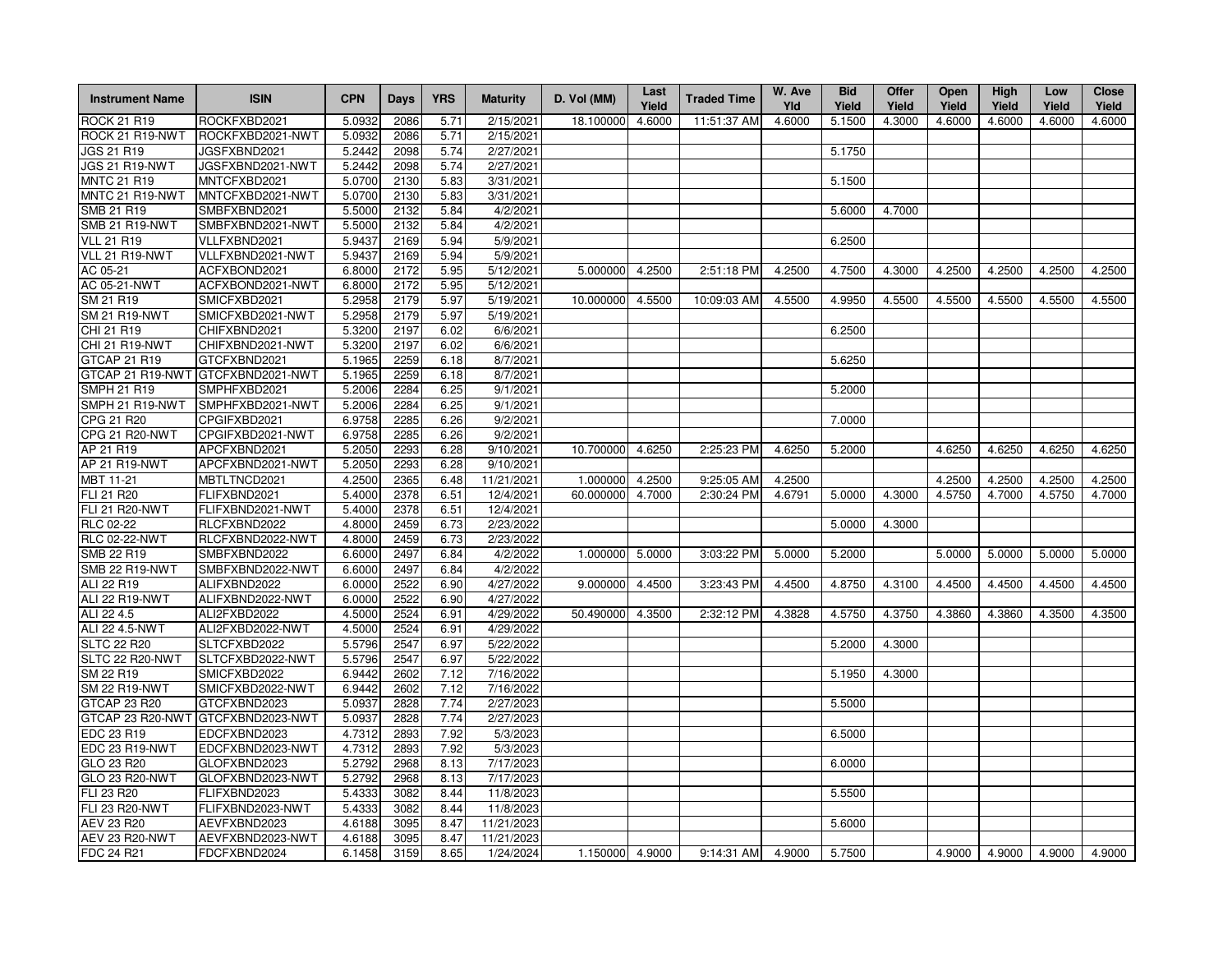| Instrument Name | ISIN | CPN | Days | YRS | Maturity | D. Vol (MM) | Last Yield | Traded Time | W. Ave Yld | Bid Yield | Offer Yield | Open Yield | High Yield | Low Yield | Close Yield |
|---|---|---|---|---|---|---|---|---|---|---|---|---|---|---|---|
| ROCK 21 R19 | ROCKFXBD2021 | 5.0932 | 2086 | 5.71 | 2/15/2021 | 18.100000 | 4.6000 | 11:51:37 AM | 4.6000 | 5.1500 | 4.3000 | 4.6000 | 4.6000 | 4.6000 | 4.6000 |
| ROCK 21 R19-NWT | ROCKFXBD2021-NWT | 5.0932 | 2086 | 5.71 | 2/15/2021 | | | | | | | | | | |
| JGS 21 R19 | JGSFXBND2021 | 5.2442 | 2098 | 5.74 | 2/27/2021 | | | | | 5.1750 | | | | | |
| JGS 21 R19-NWT | JGSFXBND2021-NWT | 5.2442 | 2098 | 5.74 | 2/27/2021 | | | | | | | | | | |
| MNTC 21 R19 | MNTCFXBD2021 | 5.0700 | 2130 | 5.83 | 3/31/2021 | | | | | 5.1500 | | | | | |
| MNTC 21 R19-NWT | MNTCFXBD2021-NWT | 5.0700 | 2130 | 5.83 | 3/31/2021 | | | | | | | | | | |
| SMB 21 R19 | SMBFXBND2021 | 5.5000 | 2132 | 5.84 | 4/2/2021 | | | | | 5.6000 | 4.7000 | | | | |
| SMB 21 R19-NWT | SMBFXBND2021-NWT | 5.5000 | 2132 | 5.84 | 4/2/2021 | | | | | | | | | | |
| VLL 21 R19 | VLLFXBND2021 | 5.9437 | 2169 | 5.94 | 5/9/2021 | | | | | 6.2500 | | | | | |
| VLL 21 R19-NWT | VLLFXBND2021-NWT | 5.9437 | 2169 | 5.94 | 5/9/2021 | | | | | | | | | | |
| AC 05-21 | ACFXBOND2021 | 6.8000 | 2172 | 5.95 | 5/12/2021 | 5.000000 | 4.2500 | 2:51:18 PM | 4.2500 | 4.7500 | 4.3000 | 4.2500 | 4.2500 | 4.2500 | 4.2500 |
| AC 05-21-NWT | ACFXBOND2021-NWT | 6.8000 | 2172 | 5.95 | 5/12/2021 | | | | | | | | | | |
| SM 21 R19 | SMICFXBD2021 | 5.2958 | 2179 | 5.97 | 5/19/2021 | 10.000000 | 4.5500 | 10:09:03 AM | 4.5500 | 4.9950 | 4.5500 | 4.5500 | 4.5500 | 4.5500 | 4.5500 |
| SM 21 R19-NWT | SMICFXBD2021-NWT | 5.2958 | 2179 | 5.97 | 5/19/2021 | | | | | | | | | | |
| CHI 21 R19 | CHIFXBND2021 | 5.3200 | 2197 | 6.02 | 6/6/2021 | | | | | 6.2500 | | | | | |
| CHI 21 R19-NWT | CHIFXBND2021-NWT | 5.3200 | 2197 | 6.02 | 6/6/2021 | | | | | | | | | | |
| GTCAP 21 R19 | GTCFXBND2021 | 5.1965 | 2259 | 6.18 | 8/7/2021 | | | | | 5.6250 | | | | | |
| GTCAP 21 R19-NWT | GTCFXBND2021-NWT | 5.1965 | 2259 | 6.18 | 8/7/2021 | | | | | | | | | | |
| SMPH 21 R19 | SMPHFXBD2021 | 5.2006 | 2284 | 6.25 | 9/1/2021 | | | | | 5.2000 | | | | | |
| SMPH 21 R19-NWT | SMPHFXBD2021-NWT | 5.2006 | 2284 | 6.25 | 9/1/2021 | | | | | | | | | | |
| CPG 21 R20 | CPGIFXBD2021 | 6.9758 | 2285 | 6.26 | 9/2/2021 | | | | | 7.0000 | | | | | |
| CPG 21 R20-NWT | CPGIFXBD2021-NWT | 6.9758 | 2285 | 6.26 | 9/2/2021 | | | | | | | | | | |
| AP 21 R19 | APCFXBND2021 | 5.2050 | 2293 | 6.28 | 9/10/2021 | 10.700000 | 4.6250 | 2:25:23 PM | 4.6250 | 5.2000 | | 4.6250 | 4.6250 | 4.6250 | 4.6250 |
| AP 21 R19-NWT | APCFXBND2021-NWT | 5.2050 | 2293 | 6.28 | 9/10/2021 | | | | | | | | | | |
| MBT 11-21 | MBTLTNCD2021 | 4.2500 | 2365 | 6.48 | 11/21/2021 | 1.000000 | 4.2500 | 9:25:05 AM | 4.2500 | | | 4.2500 | 4.2500 | 4.2500 | 4.2500 |
| FLI 21 R20 | FLIFXBND2021 | 5.4000 | 2378 | 6.51 | 12/4/2021 | 60.000000 | 4.7000 | 2:30:24 PM | 4.6791 | 5.0000 | 4.3000 | 4.5750 | 4.7000 | 4.5750 | 4.7000 |
| FLI 21 R20-NWT | FLIFXBND2021-NWT | 5.4000 | 2378 | 6.51 | 12/4/2021 | | | | | | | | | | |
| RLC 02-22 | RLCFXBND2022 | 4.8000 | 2459 | 6.73 | 2/23/2022 | | | | | 5.0000 | 4.3000 | | | | |
| RLC 02-22-NWT | RLCFXBND2022-NWT | 4.8000 | 2459 | 6.73 | 2/23/2022 | | | | | | | | | | |
| SMB 22 R19 | SMBFXBND2022 | 6.6000 | 2497 | 6.84 | 4/2/2022 | 1.000000 | 5.0000 | 3:03:22 PM | 5.0000 | 5.2000 | | 5.0000 | 5.0000 | 5.0000 | 5.0000 |
| SMB 22 R19-NWT | SMBFXBND2022-NWT | 6.6000 | 2497 | 6.84 | 4/2/2022 | | | | | | | | | | |
| ALI 22 R19 | ALIFXBND2022 | 6.0000 | 2522 | 6.90 | 4/27/2022 | 9.000000 | 4.4500 | 3:23:43 PM | 4.4500 | 4.8750 | 4.3100 | 4.4500 | 4.4500 | 4.4500 | 4.4500 |
| ALI 22 R19-NWT | ALIFXBND2022-NWT | 6.0000 | 2522 | 6.90 | 4/27/2022 | | | | | | | | | | |
| ALI 22 4.5 | ALI2FXBD2022 | 4.5000 | 2524 | 6.91 | 4/29/2022 | 50.490000 | 4.3500 | 2:32:12 PM | 4.3828 | 4.5750 | 4.3750 | 4.3860 | 4.3860 | 4.3500 | 4.3500 |
| ALI 22 4.5-NWT | ALI2FXBD2022-NWT | 4.5000 | 2524 | 6.91 | 4/29/2022 | | | | | | | | | | |
| SLTC 22 R20 | SLTCFXBD2022 | 5.5796 | 2547 | 6.97 | 5/22/2022 | | | | | 5.2000 | 4.3000 | | | | |
| SLTC 22 R20-NWT | SLTCFXBD2022-NWT | 5.5796 | 2547 | 6.97 | 5/22/2022 | | | | | | | | | | |
| SM 22 R19 | SMICFXBD2022 | 6.9442 | 2602 | 7.12 | 7/16/2022 | | | | | 5.1950 | 4.3000 | | | | |
| SM 22 R19-NWT | SMICFXBD2022-NWT | 6.9442 | 2602 | 7.12 | 7/16/2022 | | | | | | | | | | |
| GTCAP 23 R20 | GTCFXBND2023 | 5.0937 | 2828 | 7.74 | 2/27/2023 | | | | | 5.5000 | | | | | |
| GTCAP 23 R20-NWT | GTCFXBND2023-NWT | 5.0937 | 2828 | 7.74 | 2/27/2023 | | | | | | | | | | |
| EDC 23 R19 | EDCFXBND2023 | 4.7312 | 2893 | 7.92 | 5/3/2023 | | | | | 6.5000 | | | | | |
| EDC 23 R19-NWT | EDCFXBND2023-NWT | 4.7312 | 2893 | 7.92 | 5/3/2023 | | | | | | | | | | |
| GLO 23 R20 | GLOFXBND2023 | 5.2792 | 2968 | 8.13 | 7/17/2023 | | | | | 6.0000 | | | | | |
| GLO 23 R20-NWT | GLOFXBND2023-NWT | 5.2792 | 2968 | 8.13 | 7/17/2023 | | | | | | | | | | |
| FLI 23 R20 | FLIFXBND2023 | 5.4333 | 3082 | 8.44 | 11/8/2023 | | | | | 5.5500 | | | | | |
| FLI 23 R20-NWT | FLIFXBND2023-NWT | 5.4333 | 3082 | 8.44 | 11/8/2023 | | | | | | | | | | |
| AEV 23 R20 | AEVFXBND2023 | 4.6188 | 3095 | 8.47 | 11/21/2023 | | | | | 5.6000 | | | | | |
| AEV 23 R20-NWT | AEVFXBND2023-NWT | 4.6188 | 3095 | 8.47 | 11/21/2023 | | | | | | | | | | |
| FDC 24 R21 | FDCFXBND2024 | 6.1458 | 3159 | 8.65 | 1/24/2024 | 1.150000 | 4.9000 | 9:14:31 AM | 4.9000 | 5.7500 | | 4.9000 | 4.9000 | 4.9000 | 4.9000 |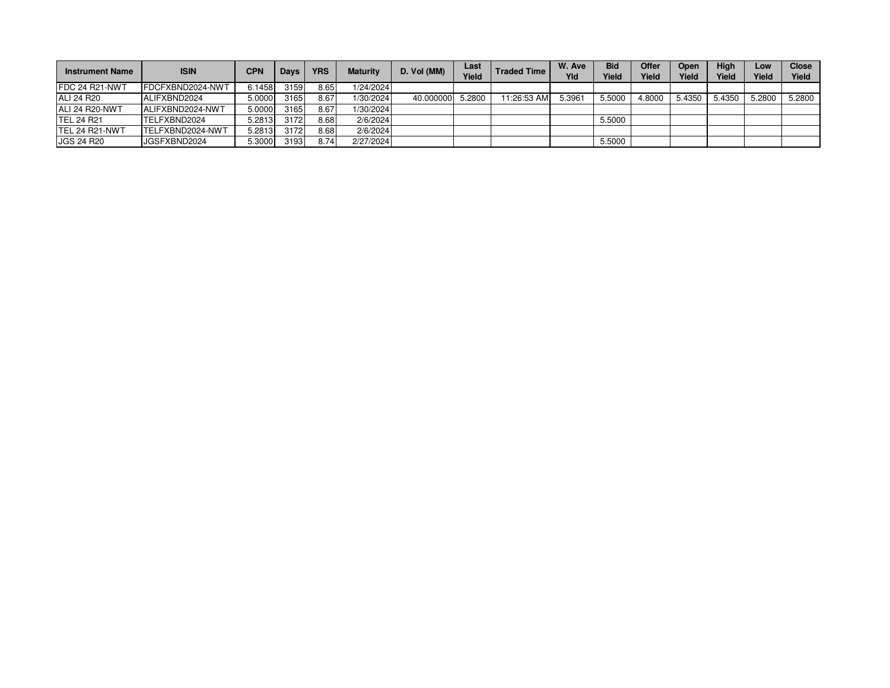| Instrument Name | ISIN | CPN | Days | YRS | Maturity | D. Vol (MM) | Last Yield | Traded Time | W. Ave Yld | Bid Yield | Offer Yield | Open Yield | High Yield | Low Yield | Close Yield |
|---|---|---|---|---|---|---|---|---|---|---|---|---|---|---|---|
| FDC 24 R21-NWT | FDCFXBND2024-NWT | 6.1458 | 3159 | 8.65 | 1/24/2024 | | | | | | | | | | |
| ALI 24 R20 | ALIFXBND2024 | 5.0000 | 3165 | 8.67 | 1/30/2024 | 40.000000 | 5.2800 | 11:26:53 AM | 5.3961 | 5.5000 | 4.8000 | 5.4350 | 5.4350 | 5.2800 | 5.2800 |
| ALI 24 R20-NWT | ALIFXBND2024-NWT | 5.0000 | 3165 | 8.67 | 1/30/2024 | | | | | | | | | | |
| TEL 24 R21 | TELFXBND2024 | 5.2813 | 3172 | 8.68 | 2/6/2024 | | | | | 5.5000 | | | | | |
| TEL 24 R21-NWT | TELFXBND2024-NWT | 5.2813 | 3172 | 8.68 | 2/6/2024 | | | | | | | | | | |
| JGS 24 R20 | JGSFXBND2024 | 5.3000 | 3193 | 8.74 | 2/27/2024 | | | | | 5.5000 | | | | | |